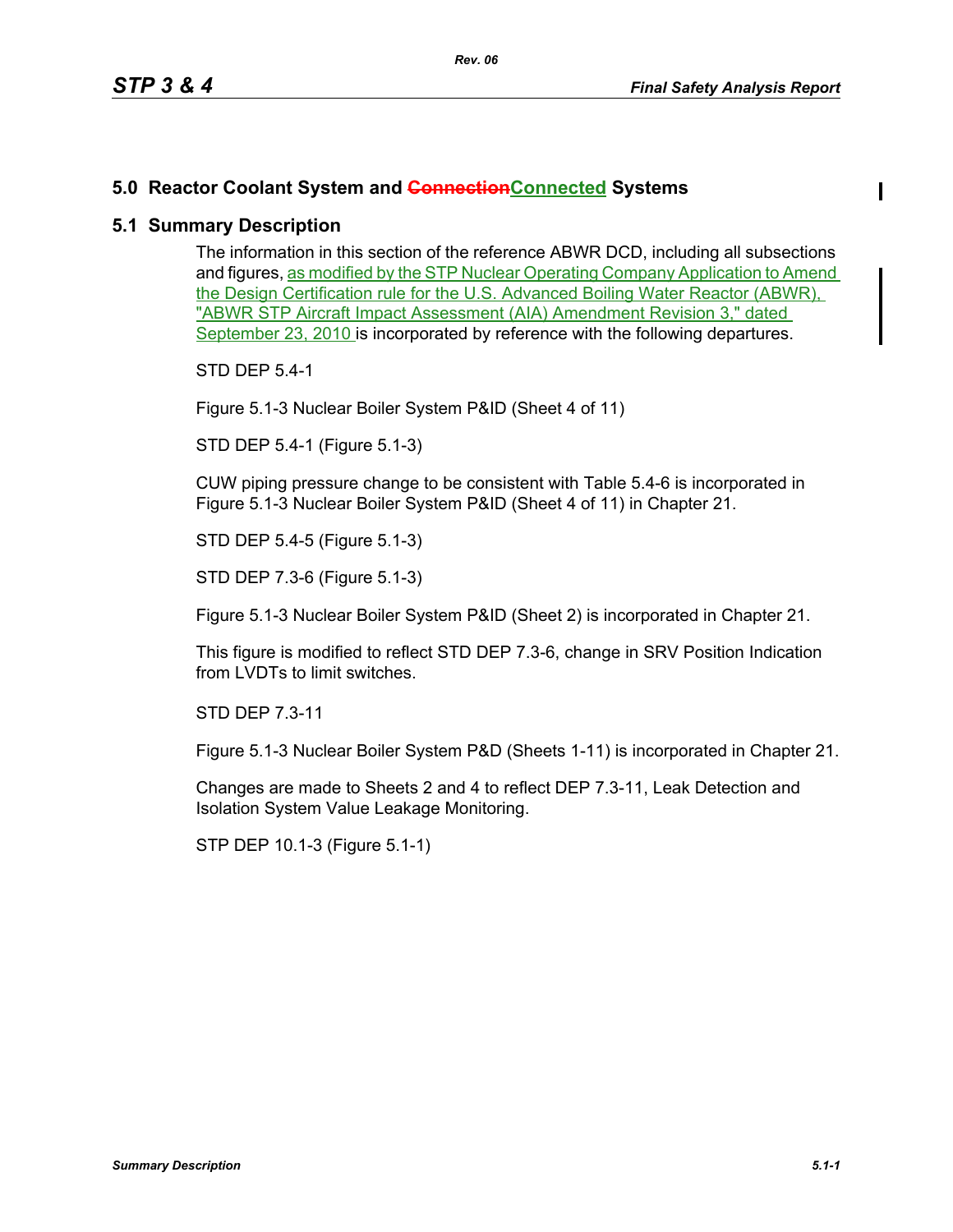# 5.0 Reactor Coolant System and ~~Connection~~Connected Systems

## 5.1 Summary Description

The information in this section of the reference ABWR DCD, including all subsections and figures, as modified by the STP Nuclear Operating Company Application to Amend the Design Certification rule for the U.S. Advanced Boiling Water Reactor (ABWR), "ABWR STP Aircraft Impact Assessment (AIA) Amendment Revision 3," dated September 23, 2010 is incorporated by reference with the following departures.

STD DEP 5.4-1

Figure 5.1-3 Nuclear Boiler System P&ID (Sheet 4 of 11)

STD DEP 5.4-1 (Figure 5.1-3)

CUW piping pressure change to be consistent with Table 5.4-6 is incorporated in Figure 5.1-3 Nuclear Boiler System P&ID (Sheet 4 of 11) in Chapter 21.

STD DEP 5.4-5 (Figure 5.1-3)

STD DEP 7.3-6 (Figure 5.1-3)

Figure 5.1-3 Nuclear Boiler System P&ID (Sheet 2) is incorporated in Chapter 21.

This figure is modified to reflect STD DEP 7.3-6, change in SRV Position Indication from LVDTs to limit switches.

STD DEP 7.3-11

Figure 5.1-3 Nuclear Boiler System P&D (Sheets 1-11) is incorporated in Chapter 21.

Changes are made to Sheets 2 and 4 to reflect DEP 7.3-11, Leak Detection and Isolation System Value Leakage Monitoring.

STP DEP 10.1-3 (Figure 5.1-1)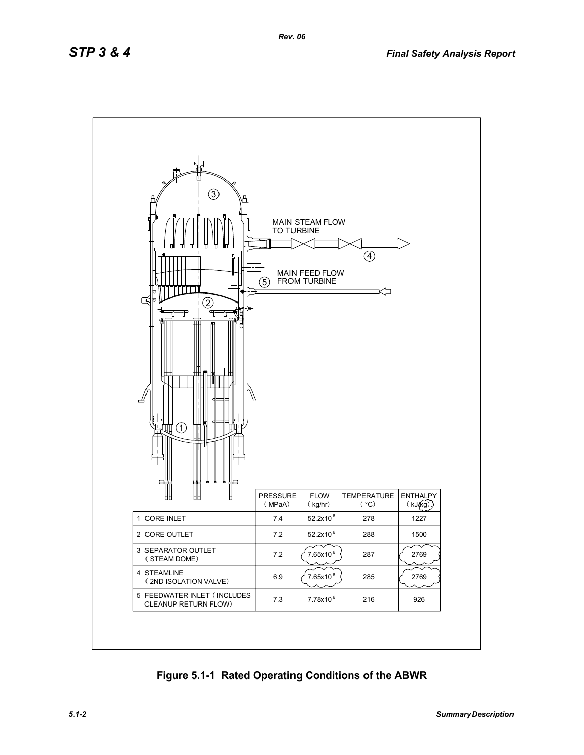MAIN STEAM FLOW TO TURBINE

MAIN FEED FLOW FROM TURBINE

| | PRESSURE (MPaA) | FLOW (kg/hr) | TEMPERATURE (°C) | ENTHALPY (kJ/kg) |
|---|---|---|---|---|
| 1 CORE INLET | 7.4 | $52.2 \times 10^6$ | 278 | 1227 |
| 2 CORE OUTLET | 7.2 | $52.2 \times 10^6$ | 288 | 1500 |
| 3 SEPARATOR OUTLET (STEAM DOME) | 7.2 | $7.65 \times 10^6$ | 287 | 2769 |
| 4 STEAMLINE (2ND ISOLATION VALVE) | 6.9 | $7.65 \times 10^6$ | 285 | 2769 |
| 5 FEEDWATER INLET (INCLUDES CLEANUP RETURN FLOW) | 7.3 | $7.78 \times 10^6$ | 216 | 926 |

**Figure 5.1-1 Rated Operating Conditions of the ABWR**